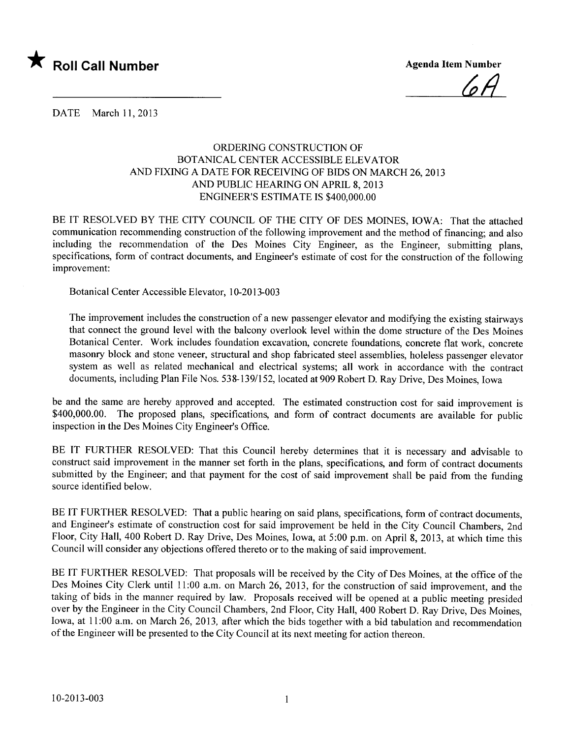★ **Roll Call Number**

**Agenda Item Number**

6A

DATE March 11, 2013

ORDERING CONSTRUCTION OF
BOTANICAL CENTER ACCESSIBLE ELEVATOR
AND FIXING A DATE FOR RECEIVING OF BIDS ON MARCH 26, 2013
AND PUBLIC HEARING ON APRIL 8, 2013
ENGINEER'S ESTIMATE IS $400,000.00

BE IT RESOLVED BY THE CITY COUNCIL OF THE CITY OF DES MOINES, IOWA: That the attached communication recommending construction of the following improvement and the method of financing; and also including the recommendation of the Des Moines City Engineer, as the Engineer, submitting plans, specifications, form of contract documents, and Engineer's estimate of cost for the construction of the following improvement:

Botanical Center Accessible Elevator, 10-2013-003

The improvement includes the construction of a new passenger elevator and modifying the existing stairways that connect the ground level with the balcony overlook level within the dome structure of the Des Moines Botanical Center. Work includes foundation excavation, concrete foundations, concrete flat work, concrete masonry block and stone veneer, structural and shop fabricated steel assemblies, holeless passenger elevator system as well as related mechanical and electrical systems; all work in accordance with the contract documents, including Plan File Nos. 538-139/152, located at 909 Robert D. Ray Drive, Des Moines, Iowa

be and the same are hereby approved and accepted. The estimated construction cost for said improvement is $400,000.00. The proposed plans, specifications, and form of contract documents are available for public inspection in the Des Moines City Engineer's Office.

BE IT FURTHER RESOLVED: That this Council hereby determines that it is necessary and advisable to construct said improvement in the manner set forth in the plans, specifications, and form of contract documents submitted by the Engineer; and that payment for the cost of said improvement shall be paid from the funding source identified below.

BE IT FURTHER RESOLVED: That a public hearing on said plans, specifications, form of contract documents, and Engineer's estimate of construction cost for said improvement be held in the City Council Chambers, 2nd Floor, City Hall, 400 Robert D. Ray Drive, Des Moines, Iowa, at 5:00 p.m. on April 8, 2013, at which time this Council will consider any objections offered thereto or to the making of said improvement.

BE IT FURTHER RESOLVED: That proposals will be received by the City of Des Moines, at the office of the Des Moines City Clerk until 11:00 a.m. on March 26, 2013, for the construction of said improvement, and the taking of bids in the manner required by law. Proposals received will be opened at a public meeting presided over by the Engineer in the City Council Chambers, 2nd Floor, City Hall, 400 Robert D. Ray Drive, Des Moines, Iowa, at 11:00 a.m. on March 26, 2013, after which the bids together with a bid tabulation and recommendation of the Engineer will be presented to the City Council at its next meeting for action thereon.

10-2013-003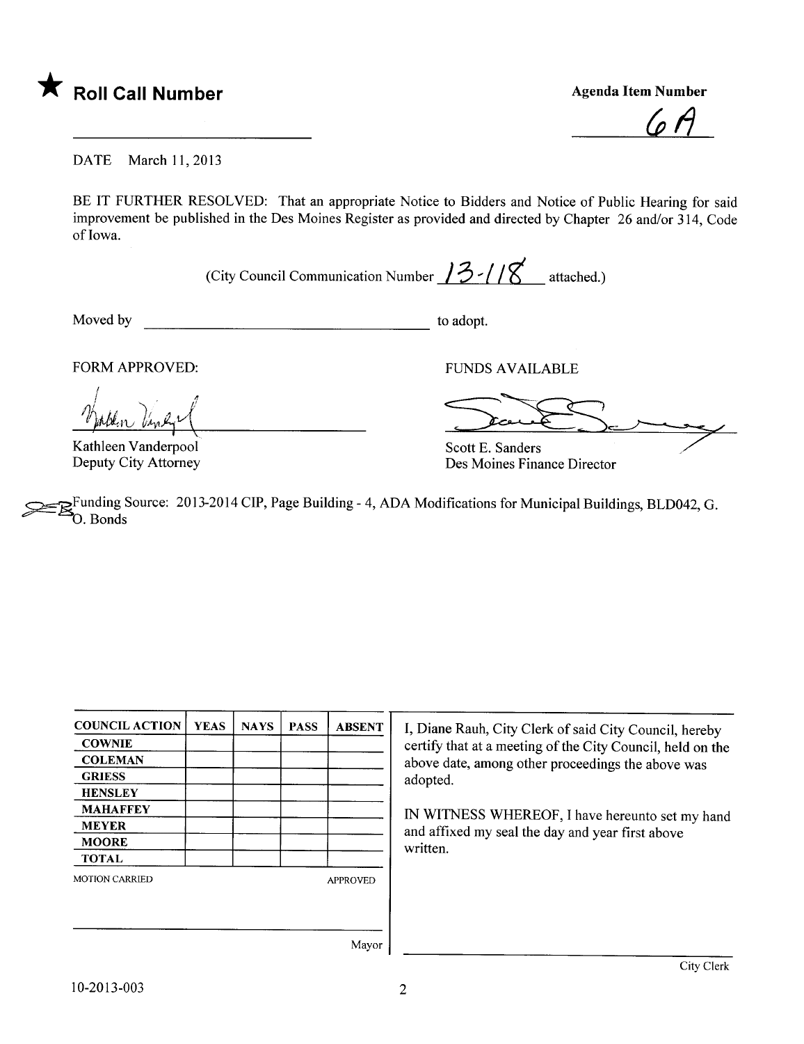★ **Roll Call Number**

**Agenda Item Number**

6A

DATE March 11, 2013

BE IT FURTHER RESOLVED: That an appropriate Notice to Bidders and Notice of Public Hearing for said improvement be published in the Des Moines Register as provided and directed by Chapter 26 and/or 314, Code of Iowa.

(City Council Communication Number 13-118 attached.)

Moved by ______________________ to adopt.

FORM APPROVED:

Kathleen Vanderpool
Deputy City Attorney

FUNDS AVAILABLE

Scott E. Sanders
Des Moines Finance Director

Funding Source: 2013-2014 CIP, Page Building - 4, ADA Modifications for Municipal Buildings, BLD042, G. O. Bonds

| COUNCIL ACTION | YEAS | NAYS | PASS | ABSENT |
|---|---|---|---|---|
| COWNIE | | | | |
| COLEMAN | | | | |
| GRIESS | | | | |
| HENSLEY | | | | |
| MAHAFFEY | | | | |
| MEYER | | | | |
| MOORE | | | | |
| TOTAL | | | | |

MOTION CARRIED APPROVED

Mayor

I, Diane Rauh, City Clerk of said City Council, hereby certify that at a meeting of the City Council, held on the above date, among other proceedings the above was adopted.

IN WITNESS WHEREOF, I have hereunto set my hand and affixed my seal the day and year first above written.

City Clerk

10-2013-003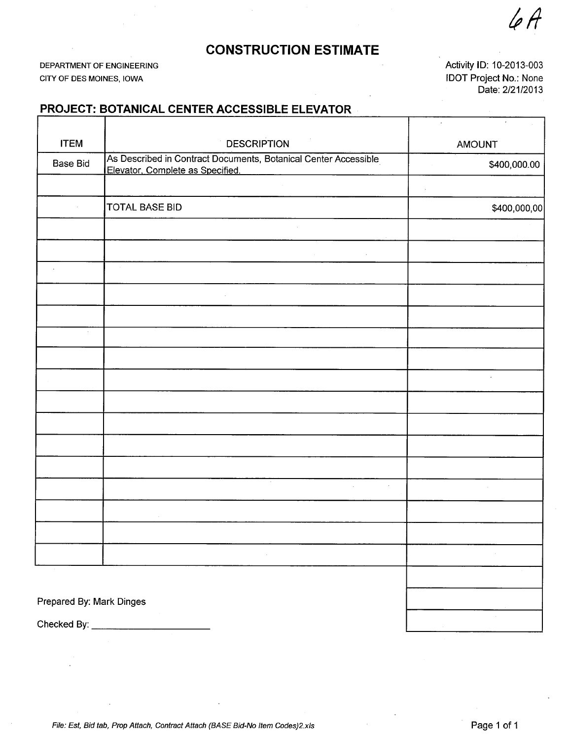6A

# CONSTRUCTION ESTIMATE

DEPARTMENT OF ENGINEERING
CITY OF DES MOINES, IOWA

Activity ID: 10-2013-003
IDOT Project No.: None
Date: 2/21/2013

## PROJECT: BOTANICAL CENTER ACCESSIBLE ELEVATOR

| ITEM | DESCRIPTION | AMOUNT |
|---|---|---|
| Base Bid | As Described in Contract Documents, Botanical Center Accessible Elevator, Complete as Specified. | $400,000.00 |
| | | |
| | TOTAL BASE BID | $400,000,00 |

Prepared By: Mark Dinges

Checked By: ______________________

*File: Est, Bid tab, Prop Attach, Contract Attach (BASE Bid-No Item Codes)2.xls*